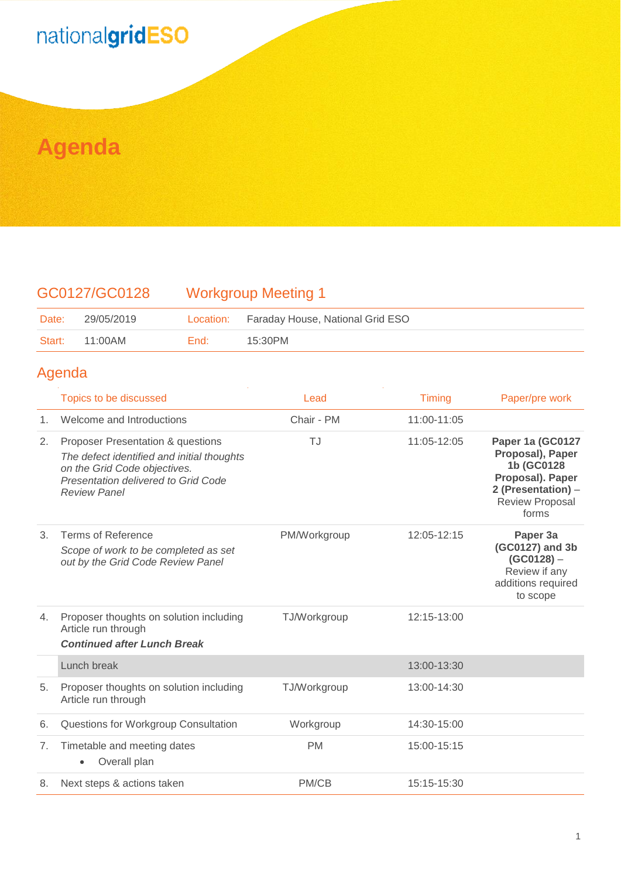nationalgridESO

# Agenda

## GC0127/GC0128 Workgroup Meeting 1

| Date: | 29/05/2019 | Location: | Faraday House, National Grid ESO |
|---|---|---|---|
| Start: | 11:00AM | End: | 15:30PM |

## Agenda

| | Topics to be discussed | Lead | Timing | Paper/pre work |
|---|---|---|---|---|
| 1. | Welcome and Introductions | Chair - PM | 11:00-11:05 | |
| 2. | Proposer Presentation & questions<br>*The defect identified and initial thoughts on the Grid Code objectives. Presentation delivered to Grid Code Review Panel* | TJ | 11:05-12:05 | **Paper 1a (GC0127 Proposal), Paper 1b (GC0128 Proposal). Paper 2 (Presentation)** – Review Proposal forms |
| 3. | Terms of Reference<br>*Scope of work to be completed as set out by the Grid Code Review Panel* | PM/Workgroup | 12:05-12:15 | **Paper 3a (GC0127) and 3b (GC0128)** – Review if any additions required to scope |
| 4. | Proposer thoughts on solution including Article run through<br>***Continued after Lunch Break*** | TJ/Workgroup | 12:15-13:00 | |
| | Lunch break | | 13:00-13:30 | |
| 5. | Proposer thoughts on solution including Article run through | TJ/Workgroup | 13:00-14:30 | |
| 6. | Questions for Workgroup Consultation | Workgroup | 14:30-15:00 | |
| 7. | Timetable and meeting dates<br>• Overall plan | PM | 15:00-15:15 | |
| 8. | Next steps & actions taken | PM/CB | 15:15-15:30 | |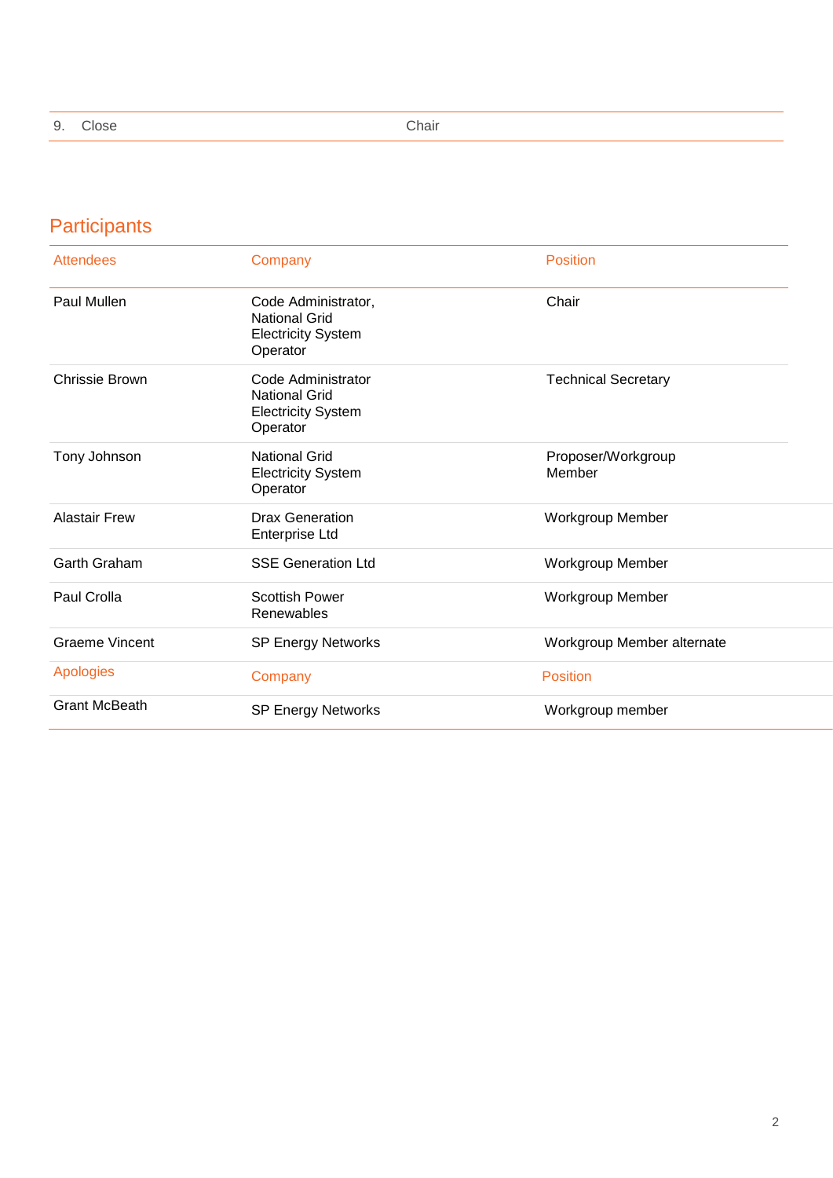| | | |
|---|---|---|
| 9. | Close | Chair |

## Participants

| Attendees | Company | Position |
|---|---|---|
| Paul Mullen | Code Administrator, National Grid Electricity System Operator | Chair |
| Chrissie Brown | Code Administrator National Grid Electricity System Operator | Technical Secretary |
| Tony Johnson | National Grid Electricity System Operator | Proposer/Workgroup Member |
| Alastair Frew | Drax Generation Enterprise Ltd | Workgroup Member |
| Garth Graham | SSE Generation Ltd | Workgroup Member |
| Paul Crolla | Scottish Power Renewables | Workgroup Member |
| Graeme Vincent | SP Energy Networks | Workgroup Member alternate |
| **Apologies** | **Company** | **Position** |
| Grant McBeath | SP Energy Networks | Workgroup member |